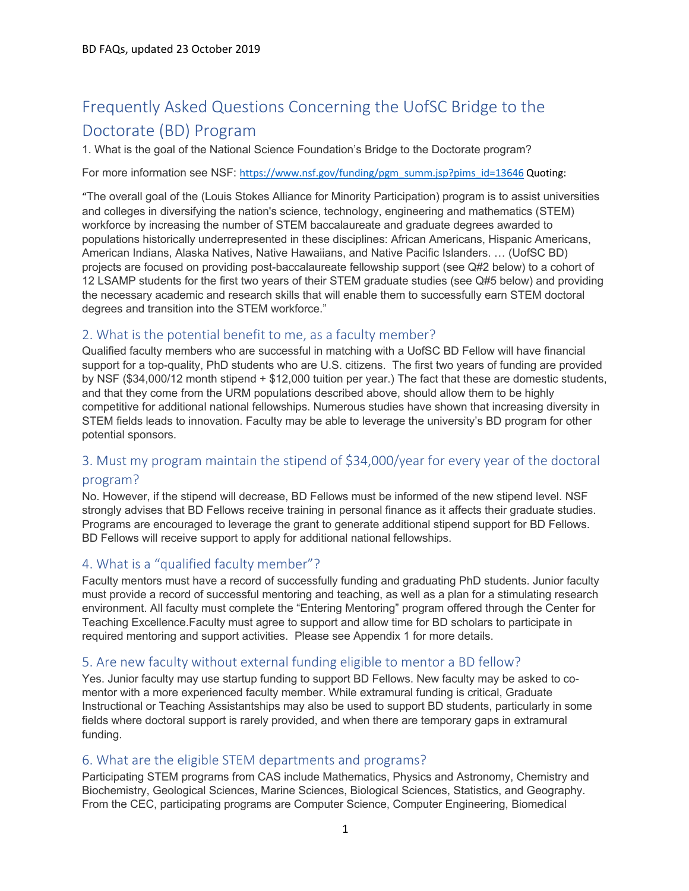# Frequently Asked Questions Concerning the UofSC Bridge to the Doctorate (BD) Program

1. What is the goal of the National Science Foundation's Bridge to the Doctorate program?

For more information see NSF: https://www.nsf.gov/funding/pgm_summ.jsp?pims_id=13646 Quoting:

"The overall goal of the (Louis Stokes Alliance for Minority Participation) program is to assist universities and colleges in diversifying the nation's science, technology, engineering and mathematics (STEM) workforce by increasing the number of STEM baccalaureate and graduate degrees awarded to populations historically underrepresented in these disciplines: African Americans, Hispanic Americans, American Indians, Alaska Natives, Native Hawaiians, and Native Pacific Islanders. … (UofSC BD) projects are focused on providing post-baccalaureate fellowship support (see Q#2 below) to a cohort of 12 LSAMP students for the first two years of their STEM graduate studies (see Q#5 below) and providing the necessary academic and research skills that will enable them to successfully earn STEM doctoral degrees and transition into the STEM workforce."

## 2. What is the potential benefit to me, as a faculty member?

Qualified faculty members who are successful in matching with a UofSC BD Fellow will have financial support for a top-quality, PhD students who are U.S. citizens. The first two years of funding are provided by NSF ($34,000/12 month stipend + $12,000 tuition per year.) The fact that these are domestic students, and that they come from the URM populations described above, should allow them to be highly competitive for additional national fellowships. Numerous studies have shown that increasing diversity in STEM fields leads to innovation. Faculty may be able to leverage the university's BD program for other potential sponsors.

## 3. Must my program maintain the stipend of $34,000/year for every year of the doctoral program?

No. However, if the stipend will decrease, BD Fellows must be informed of the new stipend level. NSF strongly advises that BD Fellows receive training in personal finance as it affects their graduate studies. Programs are encouraged to leverage the grant to generate additional stipend support for BD Fellows. BD Fellows will receive support to apply for additional national fellowships.

## 4. What is a "qualified faculty member"?

Faculty mentors must have a record of successfully funding and graduating PhD students. Junior faculty must provide a record of successful mentoring and teaching, as well as a plan for a stimulating research environment. All faculty must complete the "Entering Mentoring" program offered through the Center for Teaching Excellence.Faculty must agree to support and allow time for BD scholars to participate in required mentoring and support activities. Please see Appendix 1 for more details.

## 5. Are new faculty without external funding eligible to mentor a BD fellow?

Yes. Junior faculty may use startup funding to support BD Fellows. New faculty may be asked to co-mentor with a more experienced faculty member. While extramural funding is critical, Graduate Instructional or Teaching Assistantships may also be used to support BD students, particularly in some fields where doctoral support is rarely provided, and when there are temporary gaps in extramural funding.

## 6. What are the eligible STEM departments and programs?

Participating STEM programs from CAS include Mathematics, Physics and Astronomy, Chemistry and Biochemistry, Geological Sciences, Marine Sciences, Biological Sciences, Statistics, and Geography. From the CEC, participating programs are Computer Science, Computer Engineering, Biomedical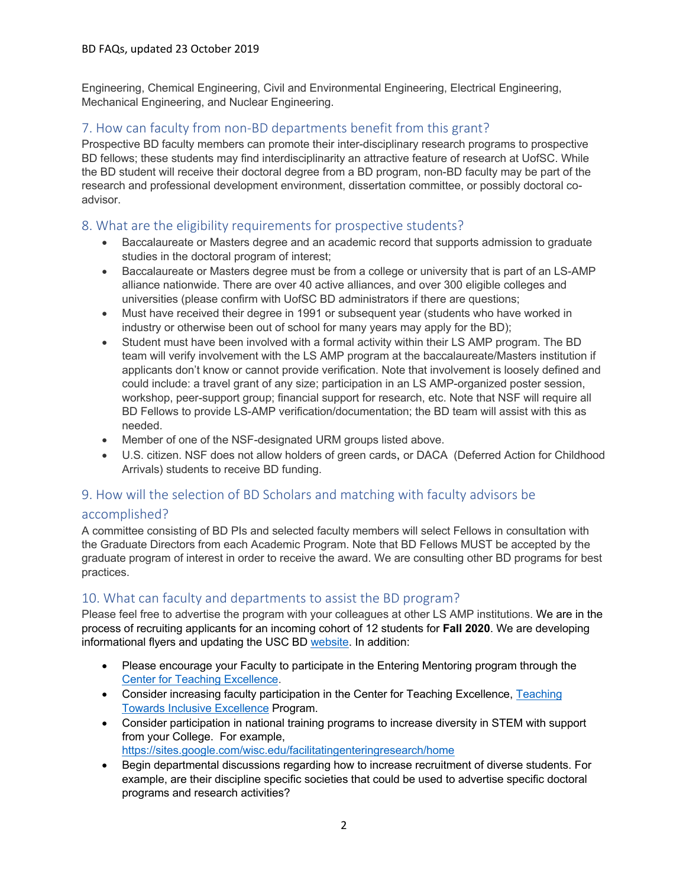Engineering, Chemical Engineering, Civil and Environmental Engineering, Electrical Engineering, Mechanical Engineering, and Nuclear Engineering.

## 7. How can faculty from non-BD departments benefit from this grant?

Prospective BD faculty members can promote their inter-disciplinary research programs to prospective BD fellows; these students may find interdisciplinarity an attractive feature of research at UofSC. While the BD student will receive their doctoral degree from a BD program, non-BD faculty may be part of the research and professional development environment, dissertation committee, or possibly doctoral co-advisor.

## 8. What are the eligibility requirements for prospective students?

- Baccalaureate or Masters degree and an academic record that supports admission to graduate studies in the doctoral program of interest;
- Baccalaureate or Masters degree must be from a college or university that is part of an LS-AMP alliance nationwide. There are over 40 active alliances, and over 300 eligible colleges and universities (please confirm with UofSC BD administrators if there are questions;
- Must have received their degree in 1991 or subsequent year (students who have worked in industry or otherwise been out of school for many years may apply for the BD);
- Student must have been involved with a formal activity within their LS AMP program. The BD team will verify involvement with the LS AMP program at the baccalaureate/Masters institution if applicants don't know or cannot provide verification. Note that involvement is loosely defined and could include: a travel grant of any size; participation in an LS AMP-organized poster session, workshop, peer-support group; financial support for research, etc. Note that NSF will require all BD Fellows to provide LS-AMP verification/documentation; the BD team will assist with this as needed.
- Member of one of the NSF-designated URM groups listed above.
- U.S. citizen. NSF does not allow holders of green cards, or DACA (Deferred Action for Childhood Arrivals) students to receive BD funding.

## 9. How will the selection of BD Scholars and matching with faculty advisors be accomplished?

A committee consisting of BD PIs and selected faculty members will select Fellows in consultation with the Graduate Directors from each Academic Program. Note that BD Fellows MUST be accepted by the graduate program of interest in order to receive the award. We are consulting other BD programs for best practices.

## 10. What can faculty and departments to assist the BD program?

Please feel free to advertise the program with your colleagues at other LS AMP institutions. We are in the process of recruiting applicants for an incoming cohort of 12 students for **Fall 2020**. We are developing informational flyers and updating the USC BD website. In addition:

- Please encourage your Faculty to participate in the Entering Mentoring program through the Center for Teaching Excellence.
- Consider increasing faculty participation in the Center for Teaching Excellence, Teaching Towards Inclusive Excellence Program.
- Consider participation in national training programs to increase diversity in STEM with support from your College. For example, https://sites.google.com/wisc.edu/facilitatingenteringresearch/home
- Begin departmental discussions regarding how to increase recruitment of diverse students. For example, are their discipline specific societies that could be used to advertise specific doctoral programs and research activities?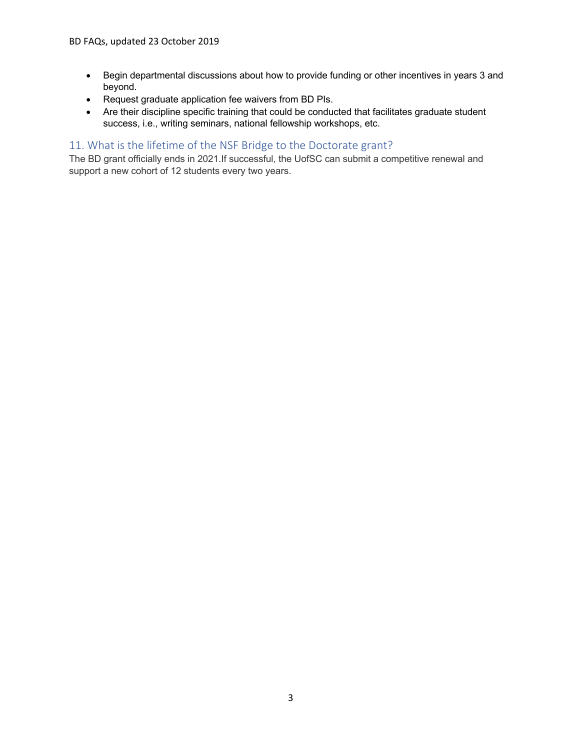- Begin departmental discussions about how to provide funding or other incentives in years 3 and beyond.
- Request graduate application fee waivers from BD PIs.
- Are their discipline specific training that could be conducted that facilitates graduate student success, i.e., writing seminars, national fellowship workshops, etc.

## 11. What is the lifetime of the NSF Bridge to the Doctorate grant?

The BD grant officially ends in 2021.If successful, the UofSC can submit a competitive renewal and support a new cohort of 12 students every two years.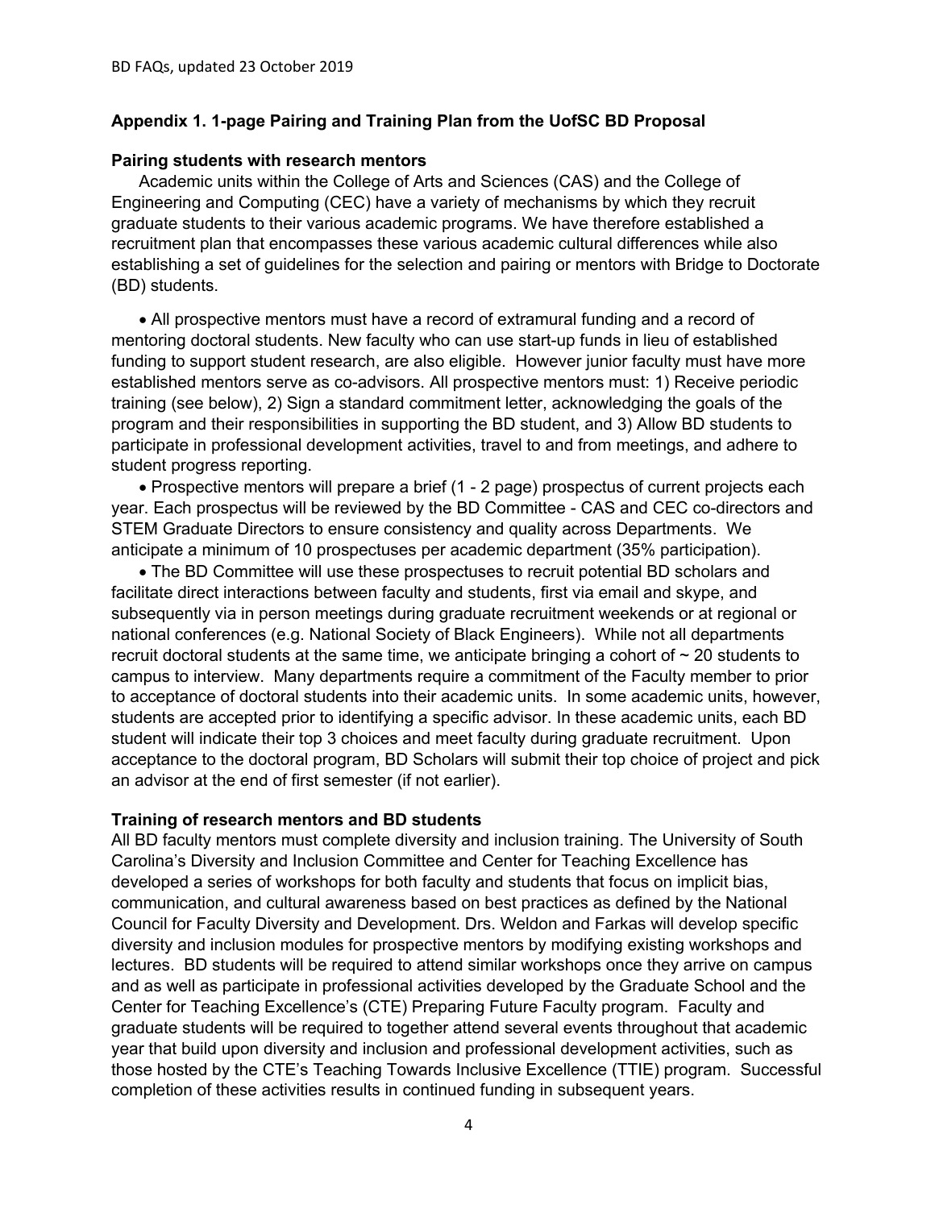### Appendix 1. 1-page Pairing and Training Plan from the UofSC BD Proposal

**Pairing students with research mentors**

Academic units within the College of Arts and Sciences (CAS) and the College of Engineering and Computing (CEC) have a variety of mechanisms by which they recruit graduate students to their various academic programs. We have therefore established a recruitment plan that encompasses these various academic cultural differences while also establishing a set of guidelines for the selection and pairing or mentors with Bridge to Doctorate (BD) students.

- All prospective mentors must have a record of extramural funding and a record of mentoring doctoral students. New faculty who can use start-up funds in lieu of established funding to support student research, are also eligible. However junior faculty must have more established mentors serve as co-advisors. All prospective mentors must: 1) Receive periodic training (see below), 2) Sign a standard commitment letter, acknowledging the goals of the program and their responsibilities in supporting the BD student, and 3) Allow BD students to participate in professional development activities, travel to and from meetings, and adhere to student progress reporting.
- Prospective mentors will prepare a brief (1 - 2 page) prospectus of current projects each year. Each prospectus will be reviewed by the BD Committee - CAS and CEC co-directors and STEM Graduate Directors to ensure consistency and quality across Departments. We anticipate a minimum of 10 prospectuses per academic department (35% participation).
- The BD Committee will use these prospectuses to recruit potential BD scholars and facilitate direct interactions between faculty and students, first via email and skype, and subsequently via in person meetings during graduate recruitment weekends or at regional or national conferences (e.g. National Society of Black Engineers). While not all departments recruit doctoral students at the same time, we anticipate bringing a cohort of ~ 20 students to campus to interview. Many departments require a commitment of the Faculty member to prior to acceptance of doctoral students into their academic units. In some academic units, however, students are accepted prior to identifying a specific advisor. In these academic units, each BD student will indicate their top 3 choices and meet faculty during graduate recruitment. Upon acceptance to the doctoral program, BD Scholars will submit their top choice of project and pick an advisor at the end of first semester (if not earlier).

**Training of research mentors and BD students**

All BD faculty mentors must complete diversity and inclusion training. The University of South Carolina's Diversity and Inclusion Committee and Center for Teaching Excellence has developed a series of workshops for both faculty and students that focus on implicit bias, communication, and cultural awareness based on best practices as defined by the National Council for Faculty Diversity and Development. Drs. Weldon and Farkas will develop specific diversity and inclusion modules for prospective mentors by modifying existing workshops and lectures. BD students will be required to attend similar workshops once they arrive on campus and as well as participate in professional activities developed by the Graduate School and the Center for Teaching Excellence's (CTE) Preparing Future Faculty program. Faculty and graduate students will be required to together attend several events throughout that academic year that build upon diversity and inclusion and professional development activities, such as those hosted by the CTE's Teaching Towards Inclusive Excellence (TTIE) program. Successful completion of these activities results in continued funding in subsequent years.